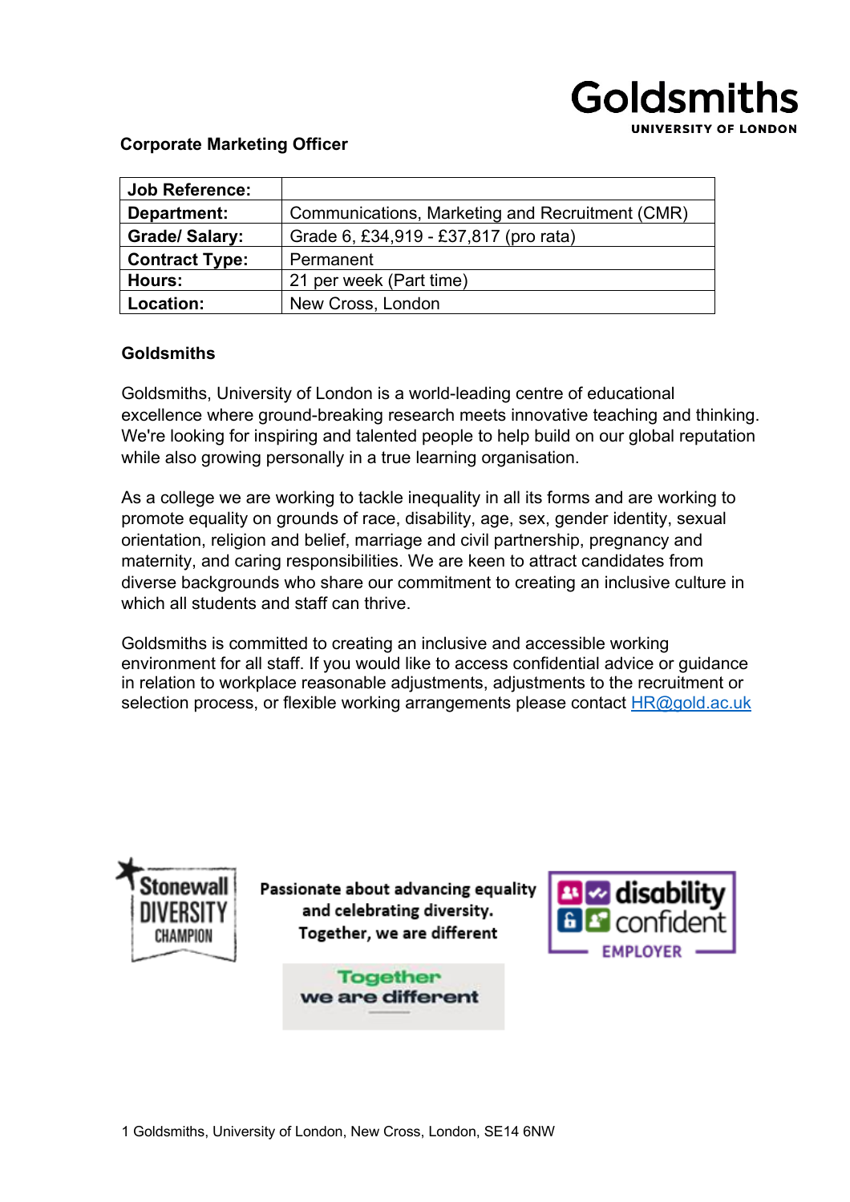**Corporate Marketing Officer**

| Job Reference: | |
|---|---|
| **Department:** | Communications, Marketing and Recruitment (CMR) |
| **Grade/ Salary:** | Grade 6, £34,919 - £37,817 (pro rata) |
| **Contract Type:** | Permanent |
| **Hours:** | 21 per week (Part time) |
| **Location:** | New Cross, London |

## Goldsmiths

Goldsmiths, University of London is a world-leading centre of educational excellence where ground-breaking research meets innovative teaching and thinking. We're looking for inspiring and talented people to help build on our global reputation while also growing personally in a true learning organisation.

As a college we are working to tackle inequality in all its forms and are working to promote equality on grounds of race, disability, age, sex, gender identity, sexual orientation, religion and belief, marriage and civil partnership, pregnancy and maternity, and caring responsibilities. We are keen to attract candidates from diverse backgrounds who share our commitment to creating an inclusive culture in which all students and staff can thrive.

Goldsmiths is committed to creating an inclusive and accessible working environment for all staff. If you would like to access confidential advice or guidance in relation to workplace reasonable adjustments, adjustments to the recruitment or selection process, or flexible working arrangements please contact HR@gold.ac.uk

**Passionate about advancing equality and celebrating diversity. Together, we are different**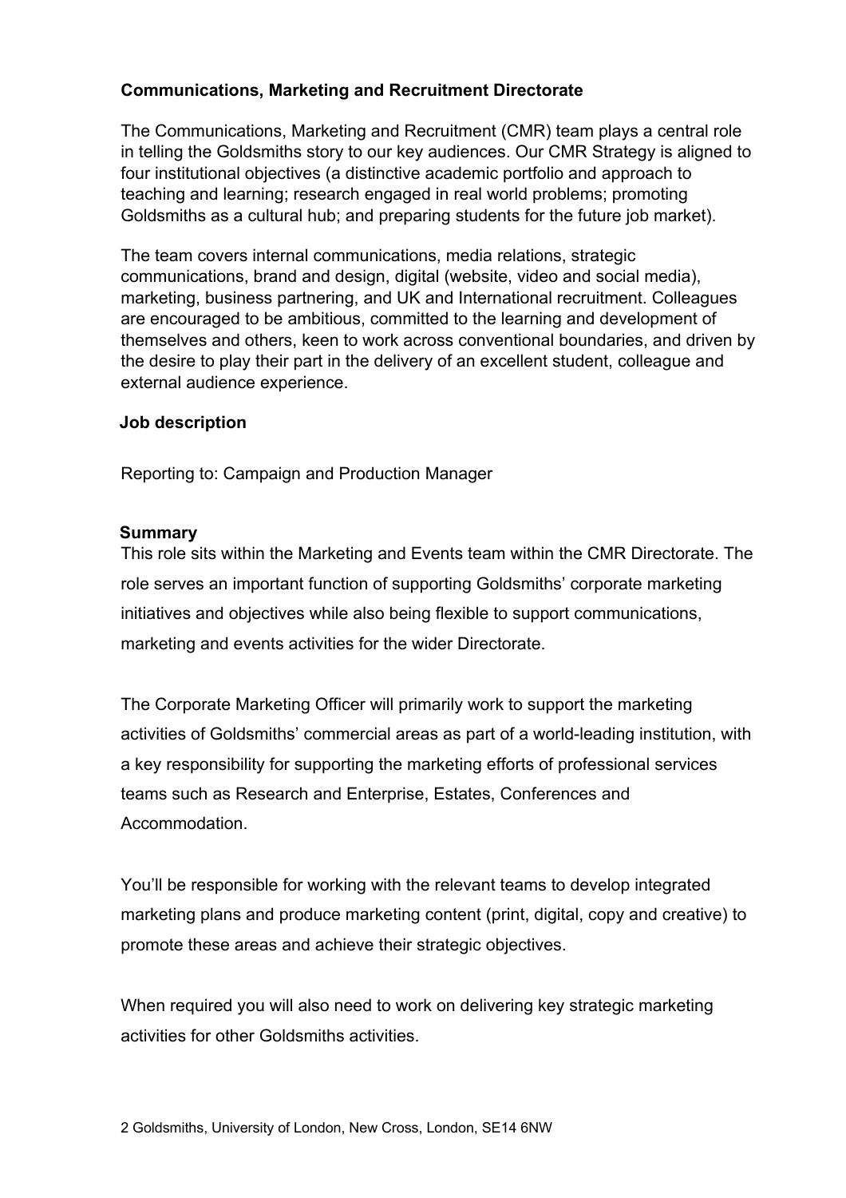**Communications, Marketing and Recruitment Directorate**

The Communications, Marketing and Recruitment (CMR) team plays a central role in telling the Goldsmiths story to our key audiences. Our CMR Strategy is aligned to four institutional objectives (a distinctive academic portfolio and approach to teaching and learning; research engaged in real world problems; promoting Goldsmiths as a cultural hub; and preparing students for the future job market).

The team covers internal communications, media relations, strategic communications, brand and design, digital (website, video and social media), marketing, business partnering, and UK and International recruitment. Colleagues are encouraged to be ambitious, committed to the learning and development of themselves and others, keen to work across conventional boundaries, and driven by the desire to play their part in the delivery of an excellent student, colleague and external audience experience.

**Job description**

Reporting to: Campaign and Production Manager

**Summary**

This role sits within the Marketing and Events team within the CMR Directorate. The role serves an important function of supporting Goldsmiths' corporate marketing initiatives and objectives while also being flexible to support communications, marketing and events activities for the wider Directorate.

The Corporate Marketing Officer will primarily work to support the marketing activities of Goldsmiths' commercial areas as part of a world-leading institution, with a key responsibility for supporting the marketing efforts of professional services teams such as Research and Enterprise, Estates, Conferences and Accommodation.

You'll be responsible for working with the relevant teams to develop integrated marketing plans and produce marketing content (print, digital, copy and creative) to promote these areas and achieve their strategic objectives.

When required you will also need to work on delivering key strategic marketing activities for other Goldsmiths activities.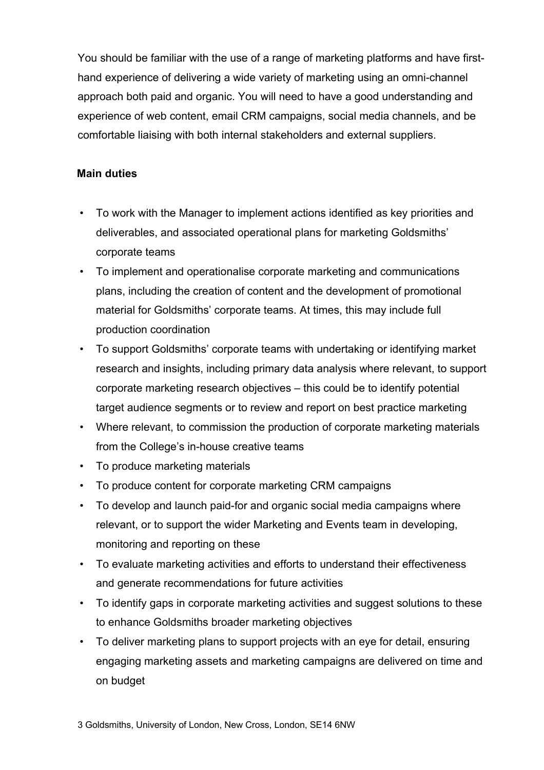You should be familiar with the use of a range of marketing platforms and have first-hand experience of delivering a wide variety of marketing using an omni-channel approach both paid and organic. You will need to have a good understanding and experience of web content, email CRM campaigns, social media channels, and be comfortable liaising with both internal stakeholders and external suppliers.

**Main duties**

- To work with the Manager to implement actions identified as key priorities and deliverables, and associated operational plans for marketing Goldsmiths' corporate teams
- To implement and operationalise corporate marketing and communications plans, including the creation of content and the development of promotional material for Goldsmiths' corporate teams. At times, this may include full production coordination
- To support Goldsmiths' corporate teams with undertaking or identifying market research and insights, including primary data analysis where relevant, to support corporate marketing research objectives – this could be to identify potential target audience segments or to review and report on best practice marketing
- Where relevant, to commission the production of corporate marketing materials from the College's in-house creative teams
- To produce marketing materials
- To produce content for corporate marketing CRM campaigns
- To develop and launch paid-for and organic social media campaigns where relevant, or to support the wider Marketing and Events team in developing, monitoring and reporting on these
- To evaluate marketing activities and efforts to understand their effectiveness and generate recommendations for future activities
- To identify gaps in corporate marketing activities and suggest solutions to these to enhance Goldsmiths broader marketing objectives
- To deliver marketing plans to support projects with an eye for detail, ensuring engaging marketing assets and marketing campaigns are delivered on time and on budget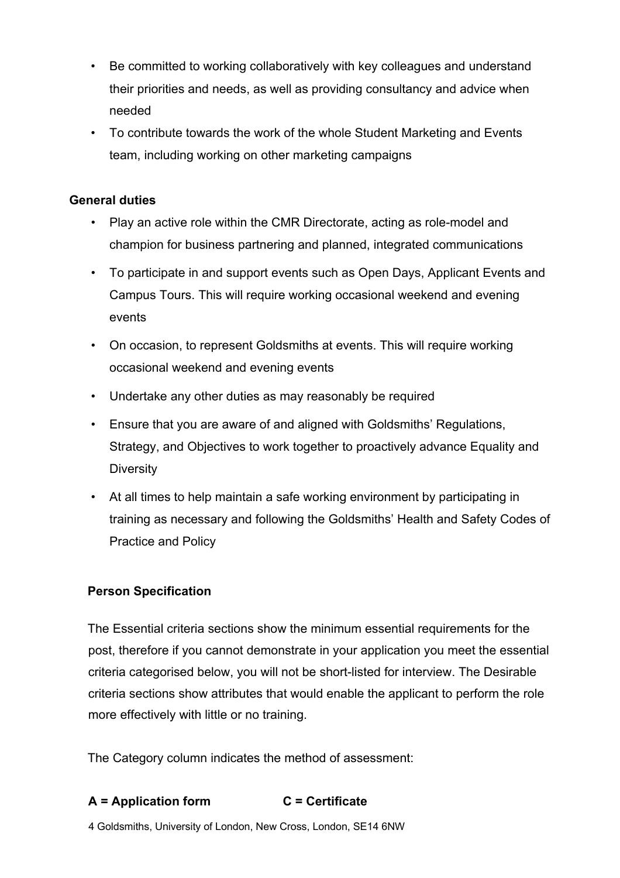- Be committed to working collaboratively with key colleagues and understand their priorities and needs, as well as providing consultancy and advice when needed
- To contribute towards the work of the whole Student Marketing and Events team, including working on other marketing campaigns

**General duties**

- Play an active role within the CMR Directorate, acting as role-model and champion for business partnering and planned, integrated communications
- To participate in and support events such as Open Days, Applicant Events and Campus Tours. This will require working occasional weekend and evening events
- On occasion, to represent Goldsmiths at events. This will require working occasional weekend and evening events
- Undertake any other duties as may reasonably be required
- Ensure that you are aware of and aligned with Goldsmiths' Regulations, Strategy, and Objectives to work together to proactively advance Equality and Diversity
- At all times to help maintain a safe working environment by participating in training as necessary and following the Goldsmiths' Health and Safety Codes of Practice and Policy

**Person Specification**

The Essential criteria sections show the minimum essential requirements for the post, therefore if you cannot demonstrate in your application you meet the essential criteria categorised below, you will not be short-listed for interview. The Desirable criteria sections show attributes that would enable the applicant to perform the role more effectively with little or no training.

The Category column indicates the method of assessment:

**A = Application form** **C = Certificate**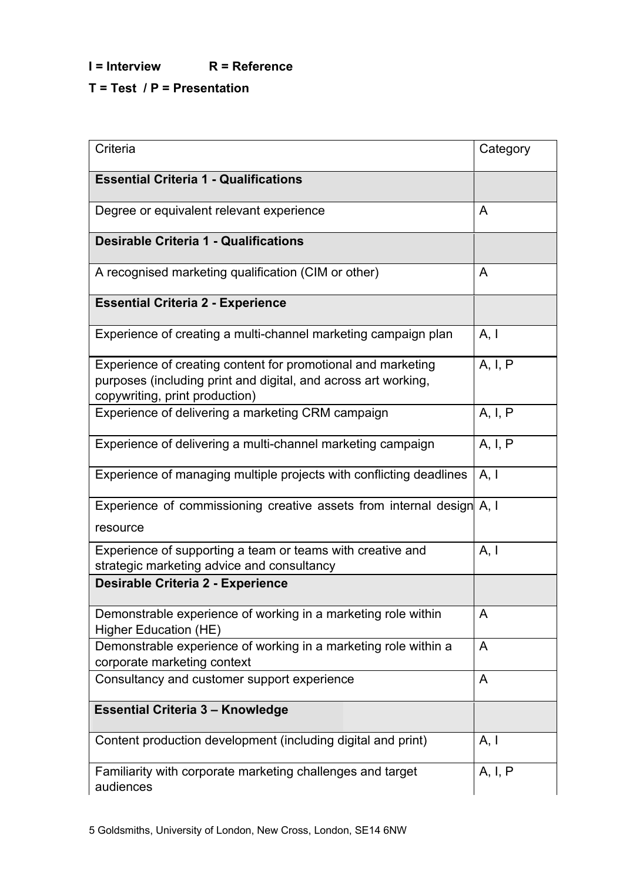**I = Interview          R = Reference**

**T = Test  / P = Presentation**

| Criteria | Category |
|---|---|
| **Essential Criteria 1 - Qualifications** | |
| Degree or equivalent relevant experience | A |
| **Desirable Criteria 1 - Qualifications** | |
| A recognised marketing qualification (CIM or other) | A |
| **Essential Criteria 2 - Experience** | |
| Experience of creating a multi-channel marketing campaign plan | A, I |
| Experience of creating content for promotional and marketing purposes (including print and digital, and across art working, copywriting, print production) | A, I, P |
| Experience of delivering a marketing CRM campaign | A, I, P |
| Experience of delivering a multi-channel marketing campaign | A, I, P |
| Experience of managing multiple projects with conflicting deadlines | A, I |
| Experience of commissioning creative assets from internal design resource | A, I |
| Experience of supporting a team or teams with creative and strategic marketing advice and consultancy | A, I |
| **Desirable Criteria 2 - Experience** | |
| Demonstrable experience of working in a marketing role within Higher Education (HE) | A |
| Demonstrable experience of working in a marketing role within a corporate marketing context | A |
| Consultancy and customer support experience | A |
| **Essential Criteria 3 – Knowledge** | |
| Content production development (including digital and print) | A, I |
| Familiarity with corporate marketing challenges and target audiences | A, I, P |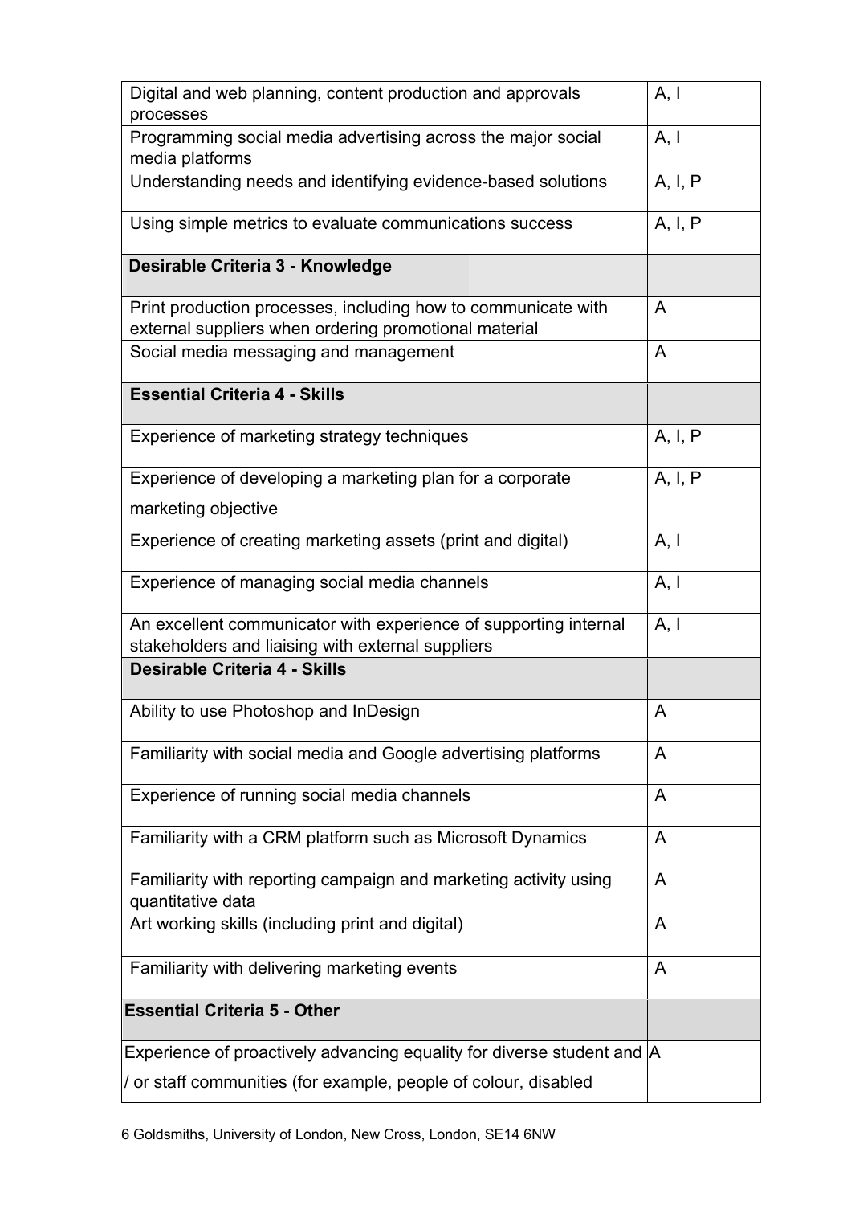| | |
|---|---|
| Digital and web planning, content production and approvals processes | A, I |
| Programming social media advertising across the major social media platforms | A, I |
| Understanding needs and identifying evidence-based solutions | A, I, P |
| Using simple metrics to evaluate communications success | A, I, P |
| **Desirable Criteria 3 - Knowledge** | |
| Print production processes, including how to communicate with external suppliers when ordering promotional material | A |
| Social media messaging and management | A |
| **Essential Criteria 4 - Skills** | |
| Experience of marketing strategy techniques | A, I, P |
| Experience of developing a marketing plan for a corporate marketing objective | A, I, P |
| Experience of creating marketing assets (print and digital) | A, I |
| Experience of managing social media channels | A, I |
| An excellent communicator with experience of supporting internal stakeholders and liaising with external suppliers | A, I |
| **Desirable Criteria 4 - Skills** | |
| Ability to use Photoshop and InDesign | A |
| Familiarity with social media and Google advertising platforms | A |
| Experience of running social media channels | A |
| Familiarity with a CRM platform such as Microsoft Dynamics | A |
| Familiarity with reporting campaign and marketing activity using quantitative data | A |
| Art working skills (including print and digital) | A |
| Familiarity with delivering marketing events | A |
| **Essential Criteria 5 - Other** | |
| Experience of proactively advancing equality for diverse student and / or staff communities (for example, people of colour, disabled | A |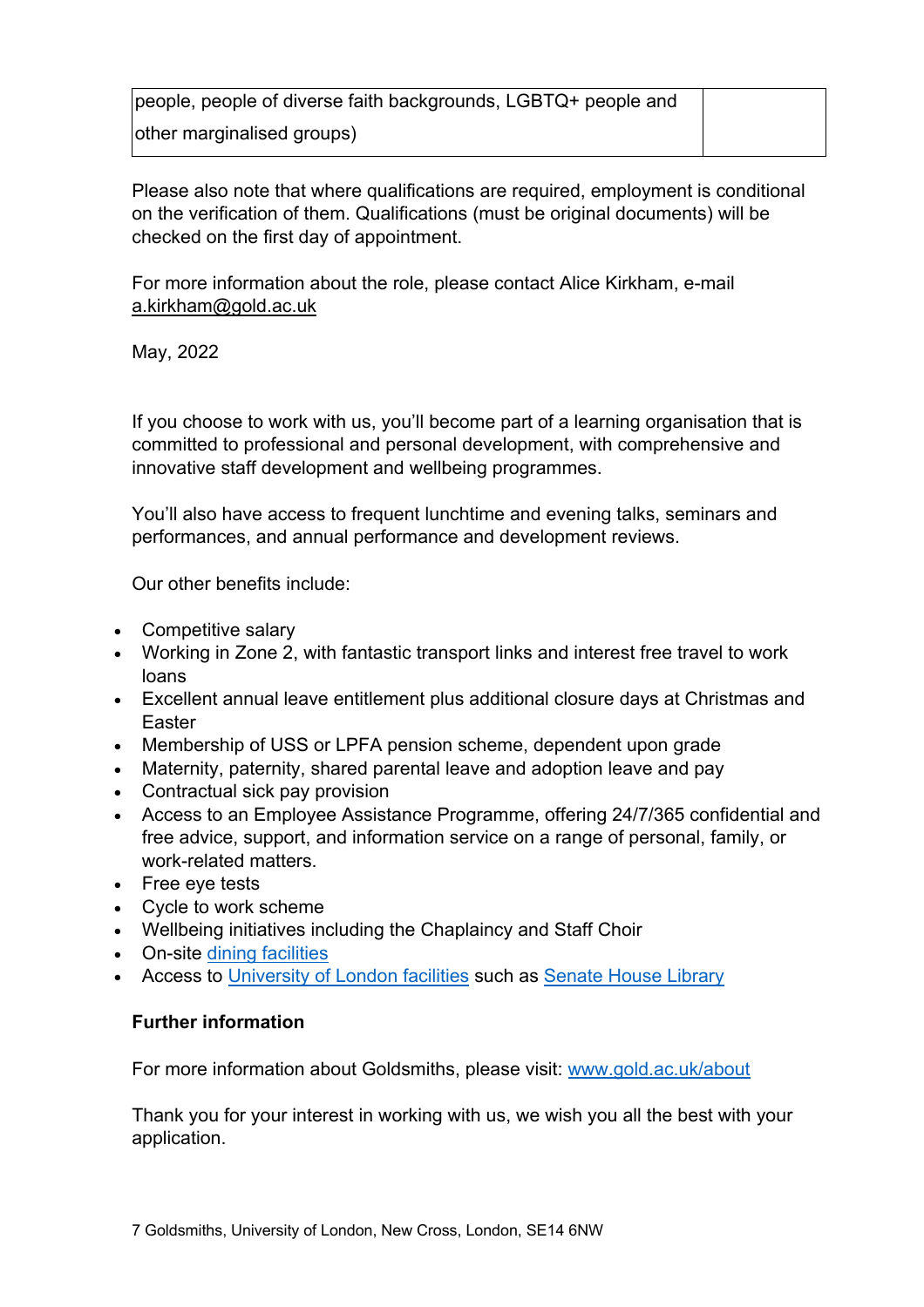| | |
|---|---|
| people, people of diverse faith backgrounds, LGBTQ+ people and other marginalised groups) | |

Please also note that where qualifications are required, employment is conditional on the verification of them. Qualifications (must be original documents) will be checked on the first day of appointment.

For more information about the role, please contact Alice Kirkham, e-mail a.kirkham@gold.ac.uk

May, 2022

If you choose to work with us, you'll become part of a learning organisation that is committed to professional and personal development, with comprehensive and innovative staff development and wellbeing programmes.

You'll also have access to frequent lunchtime and evening talks, seminars and performances, and annual performance and development reviews.

Our other benefits include:

- Competitive salary
- Working in Zone 2, with fantastic transport links and interest free travel to work loans
- Excellent annual leave entitlement plus additional closure days at Christmas and Easter
- Membership of USS or LPFA pension scheme, dependent upon grade
- Maternity, paternity, shared parental leave and adoption leave and pay
- Contractual sick pay provision
- Access to an Employee Assistance Programme, offering 24/7/365 confidential and free advice, support, and information service on a range of personal, family, or work-related matters.
- Free eye tests
- Cycle to work scheme
- Wellbeing initiatives including the Chaplaincy and Staff Choir
- On-site dining facilities
- Access to University of London facilities such as Senate House Library

**Further information**

For more information about Goldsmiths, please visit: www.gold.ac.uk/about

Thank you for your interest in working with us, we wish you all the best with your application.

Goldsmiths, University of London, New Cross, London, SE14 6NW